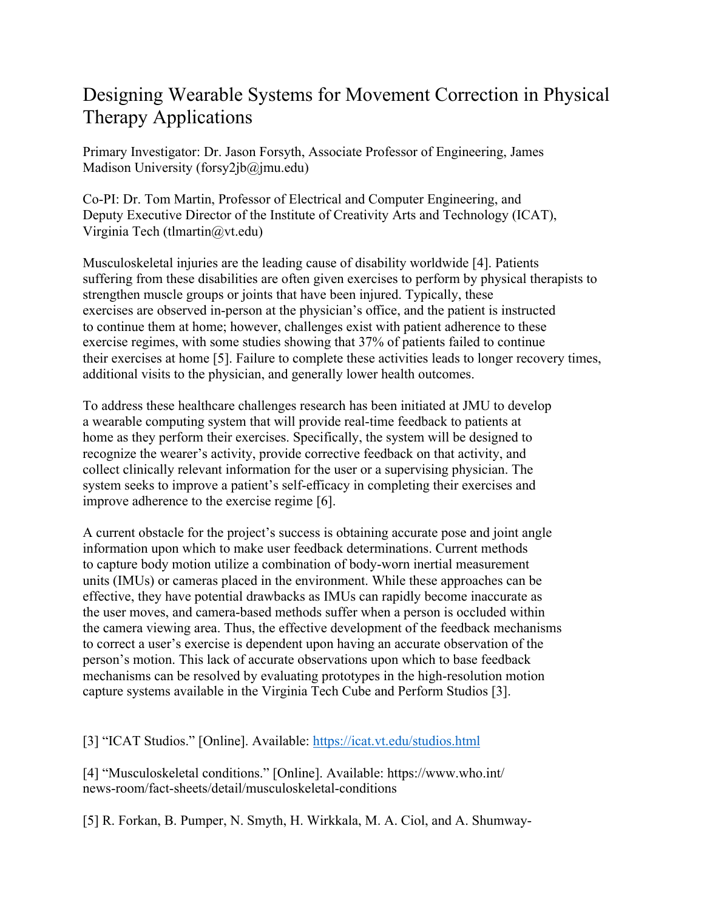# Designing Wearable Systems for Movement Correction in Physical Therapy Applications

Primary Investigator: Dr. Jason Forsyth, Associate Professor of Engineering, James Madison University (forsy2jb@jmu.edu)

Co-PI: Dr. Tom Martin, Professor of Electrical and Computer Engineering, and Deputy Executive Director of the Institute of Creativity Arts and Technology (ICAT), Virginia Tech (tlmartin@vt.edu)

Musculoskeletal injuries are the leading cause of disability worldwide [4]. Patients suffering from these disabilities are often given exercises to perform by physical therapists to strengthen muscle groups or joints that have been injured. Typically, these exercises are observed in-person at the physician's office, and the patient is instructed to continue them at home; however, challenges exist with patient adherence to these exercise regimes, with some studies showing that 37% of patients failed to continue their exercises at home [5]. Failure to complete these activities leads to longer recovery times, additional visits to the physician, and generally lower health outcomes.

To address these healthcare challenges research has been initiated at JMU to develop a wearable computing system that will provide real-time feedback to patients at home as they perform their exercises. Specifically, the system will be designed to recognize the wearer's activity, provide corrective feedback on that activity, and collect clinically relevant information for the user or a supervising physician. The system seeks to improve a patient's self-efficacy in completing their exercises and improve adherence to the exercise regime [6].

A current obstacle for the project's success is obtaining accurate pose and joint angle information upon which to make user feedback determinations. Current methods to capture body motion utilize a combination of body-worn inertial measurement units (IMUs) or cameras placed in the environment. While these approaches can be effective, they have potential drawbacks as IMUs can rapidly become inaccurate as the user moves, and camera-based methods suffer when a person is occluded within the camera viewing area. Thus, the effective development of the feedback mechanisms to correct a user's exercise is dependent upon having an accurate observation of the person's motion. This lack of accurate observations upon which to base feedback mechanisms can be resolved by evaluating prototypes in the high-resolution motion capture systems available in the Virginia Tech Cube and Perform Studios [3].

[3] "ICAT Studios." [Online]. Available: https://icat.vt.edu/studios.html

[4] "Musculoskeletal conditions." [Online]. Available: https://www.who.int/news-room/fact-sheets/detail/musculoskeletal-conditions

[5] R. Forkan, B. Pumper, N. Smyth, H. Wirkkala, M. A. Ciol, and A. Shumway-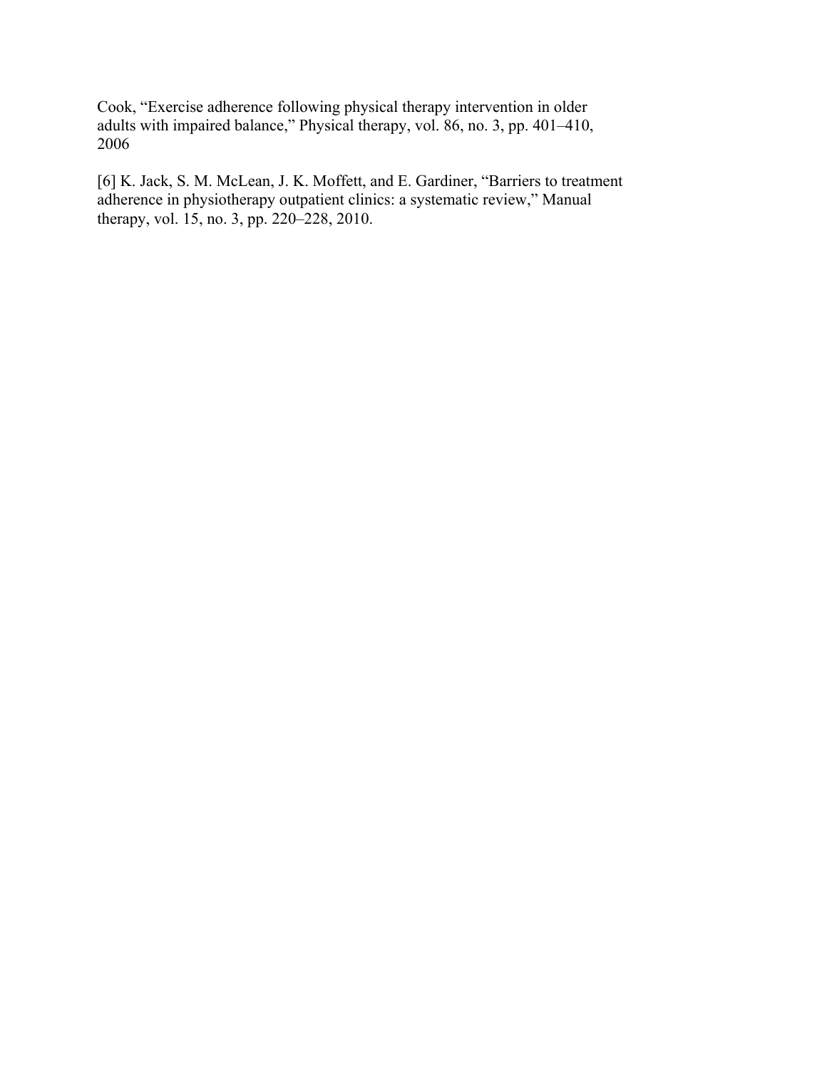Cook, “Exercise adherence following physical therapy intervention in older adults with impaired balance,” Physical therapy, vol. 86, no. 3, pp. 401–410, 2006

[6] K. Jack, S. M. McLean, J. K. Moffett, and E. Gardiner, “Barriers to treatment adherence in physiotherapy outpatient clinics: a systematic review,” Manual therapy, vol. 15, no. 3, pp. 220–228, 2010.